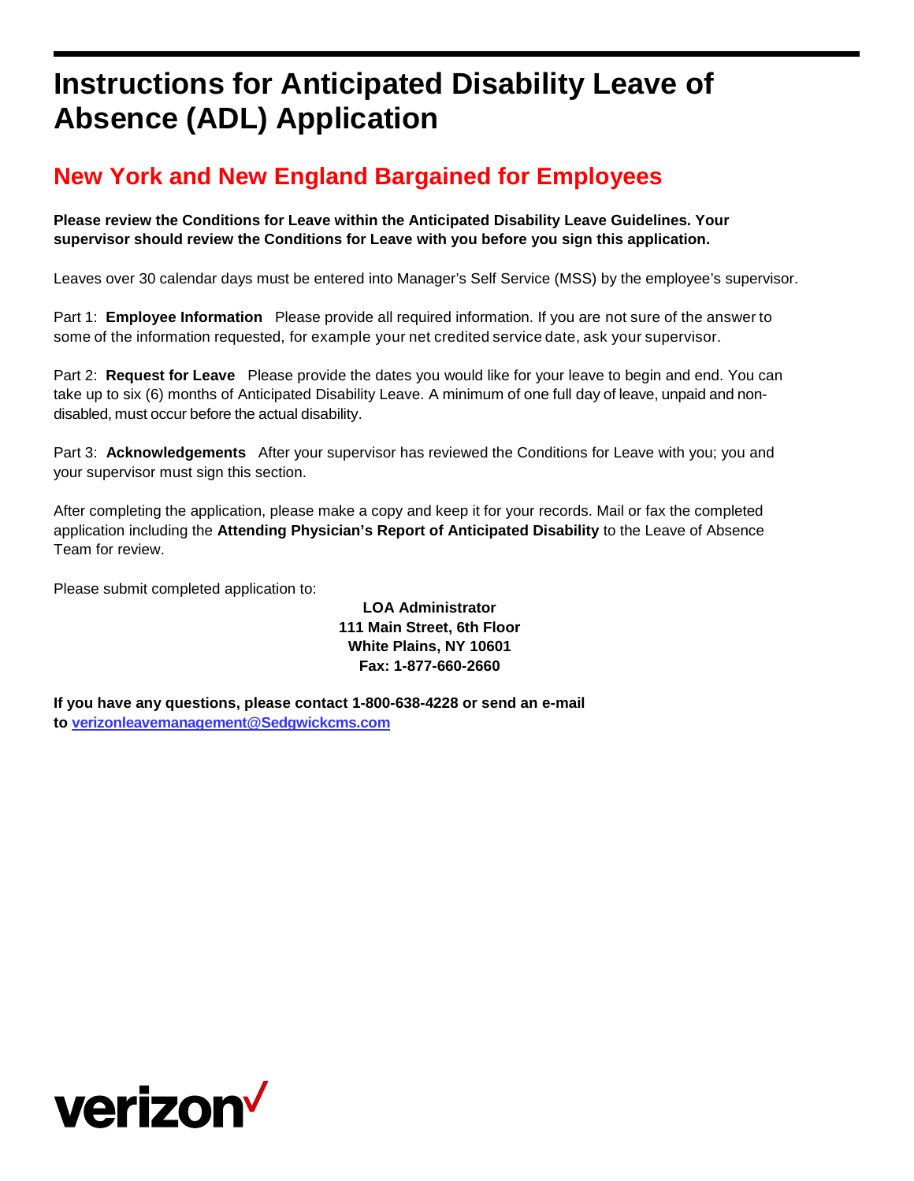# Instructions for Anticipated Disability Leave of Absence (ADL) Application

## New York and New England Bargained for Employees

**Please review the Conditions for Leave within the Anticipated Disability Leave Guidelines. Your supervisor should review the Conditions for Leave with you before you sign this application.**

Leaves over 30 calendar days must be entered into Manager's Self Service (MSS) by the employee's supervisor.

Part 1: **Employee Information** Please provide all required information. If you are not sure of the answer to some of the information requested, for example your net credited service date, ask your supervisor.

Part 2: **Request for Leave** Please provide the dates you would like for your leave to begin and end. You can take up to six (6) months of Anticipated Disability Leave. A minimum of one full day of leave, unpaid and non-disabled, must occur before the actual disability.

Part 3: **Acknowledgements** After your supervisor has reviewed the Conditions for Leave with you; you and your supervisor must sign this section.

After completing the application, please make a copy and keep it for your records. Mail or fax the completed application including the **Attending Physician's Report of Anticipated Disability** to the Leave of Absence Team for review.

Please submit completed application to:

**LOA Administrator**
**111 Main Street, 6th Floor**
**White Plains, NY 10601**
**Fax: 1-877-660-2660**

**If you have any questions, please contact 1-800-638-4228 or send an e-mail to verizonleavemanagement@Sedgwickcms.com**

verizon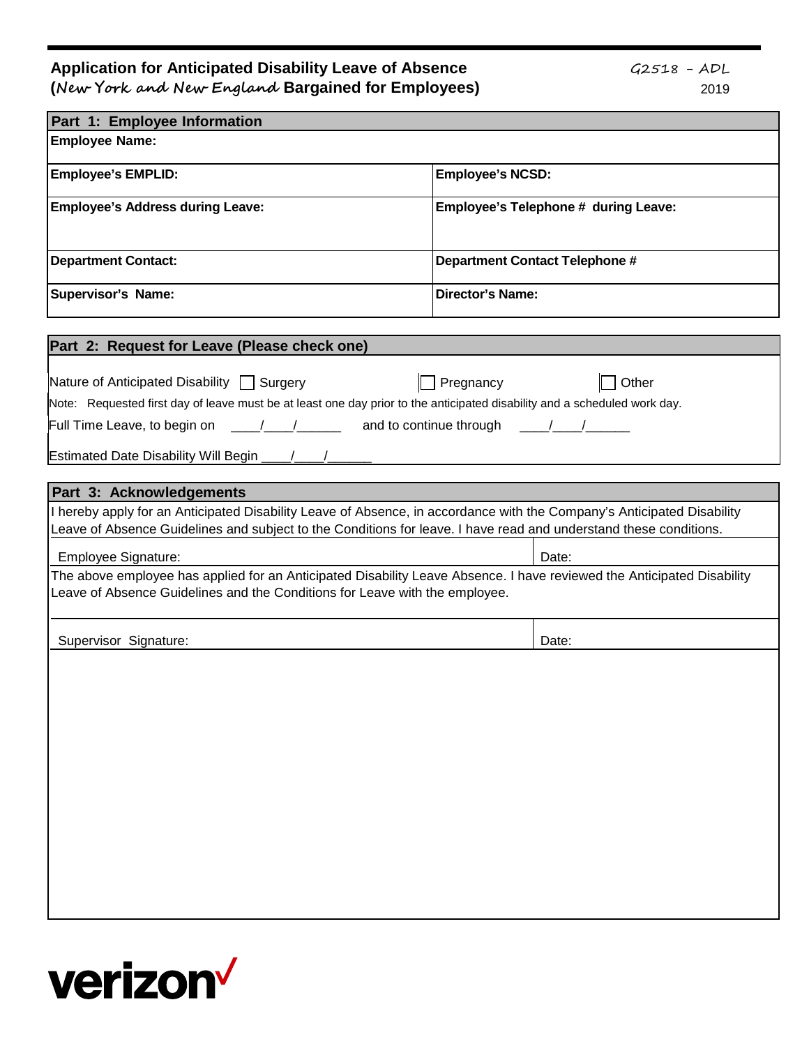# Application for Anticipated Disability Leave of Absence (New York and New England Bargained for Employees)

G2518 - ADL
2019

## Part 1: Employee Information

| | |
|---|---|
| **Employee Name:** | |
| **Employee's EMPLID:** | **Employee's NCSD:** |
| **Employee's Address during Leave:** | **Employee's Telephone # during Leave:** |
| **Department Contact:** | **Department Contact Telephone #** |
| **Supervisor's Name:** | **Director's Name:** |

## Part 2: Request for Leave (Please check one)

Nature of Anticipated Disability ☐ Surgery ☐ Pregnancy ☐ Other

Note: Requested first day of leave must be at least one day prior to the anticipated disability and a scheduled work day.

Full Time Leave, to begin on ____/____/______ and to continue through ____/____/______

Estimated Date Disability Will Begin ____/____/______

## Part 3: Acknowledgements

I hereby apply for an Anticipated Disability Leave of Absence, in accordance with the Company's Anticipated Disability Leave of Absence Guidelines and subject to the Conditions for leave. I have read and understand these conditions.

| | |
|---|---|
| Employee Signature: | Date: |

The above employee has applied for an Anticipated Disability Leave Absence. I have reviewed the Anticipated Disability Leave of Absence Guidelines and the Conditions for Leave with the employee.

| | |
|---|---|
| Supervisor Signature: | Date: |

verizon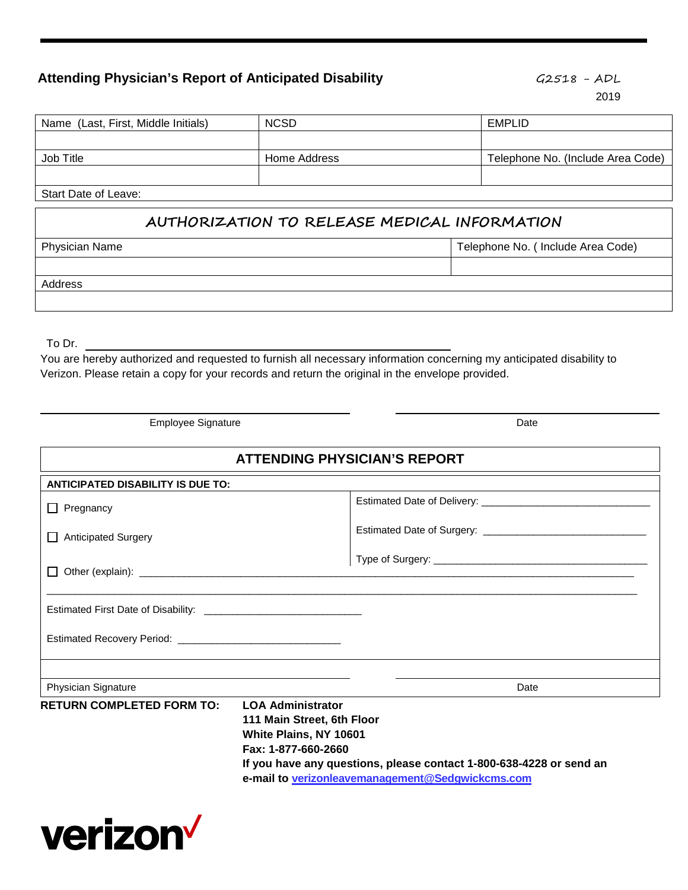## Attending Physician's Report of Anticipated Disability

G2518 - ADL
2019

| Name (Last, First, Middle Initials) | NCSD | EMPLID |
|---|---|---|
| | | |
| Job Title | Home Address | Telephone No. (Include Area Code) |
| | | |
| Start Date of Leave: | | |

### AUTHORIZATION TO RELEASE MEDICAL INFORMATION

| Physician Name | Telephone No. ( Include Area Code) |
|---|---|
| | |
| Address | |
| | |

To Dr. ____________________________________________

You are hereby authorized and requested to furnish all necessary information concerning my anticipated disability to Verizon. Please retain a copy for your records and return the original in the envelope provided.

______________________________ Employee Signature ______________________________ Date

### ATTENDING PHYSICIAN'S REPORT

**ANTICIPATED DISABILITY IS DUE TO:**

☐ Pregnancy — Estimated Date of Delivery: ______________________________

☐ Anticipated Surgery — Estimated Date of Surgery: ______________________________

Type of Surgery: ______________________________________

☐ Other (explain): ______________________________________________________________________

______________________________________________________________________________________

Estimated First Date of Disability: ____________________________

Estimated Recovery Period: ______________________________

______________________________ Physician Signature ______________________________ Date

**RETURN COMPLETED FORM TO:**
**LOA Administrator**
**111 Main Street, 6th Floor**
**White Plains, NY 10601**
**Fax: 1-877-660-2660**
**If you have any questions, please contact 1-800-638-4228 or send an e-mail to verizonleavemanagement@Sedgwickcms.com**

verizon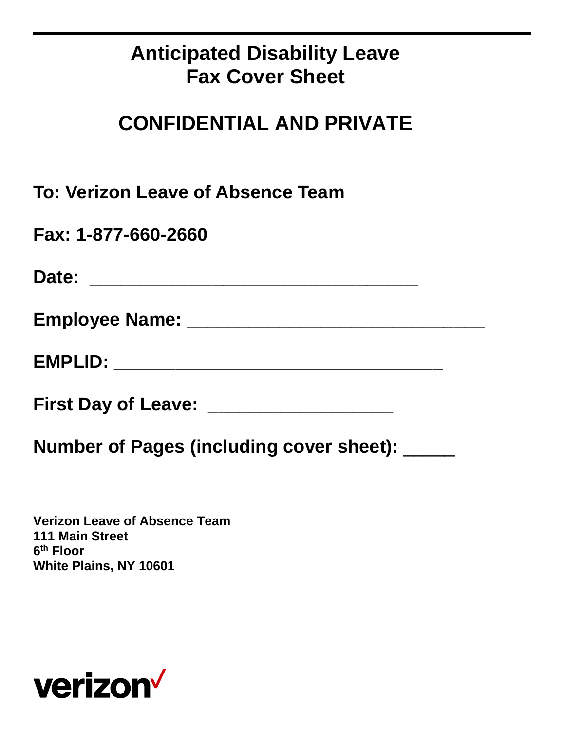# Anticipated Disability Leave
# Fax Cover Sheet

## CONFIDENTIAL AND PRIVATE

**To: Verizon Leave of Absence Team**

**Fax: 1-877-660-2660**

**Date:** ________________________________

**Employee Name:** _____________________________

**EMPLID:** ________________________________

**First Day of Leave:** __________________

**Number of Pages (including cover sheet):** _____

**Verizon Leave of Absence Team**
**111 Main Street**
**6th Floor**
**White Plains, NY 10601**

verizon